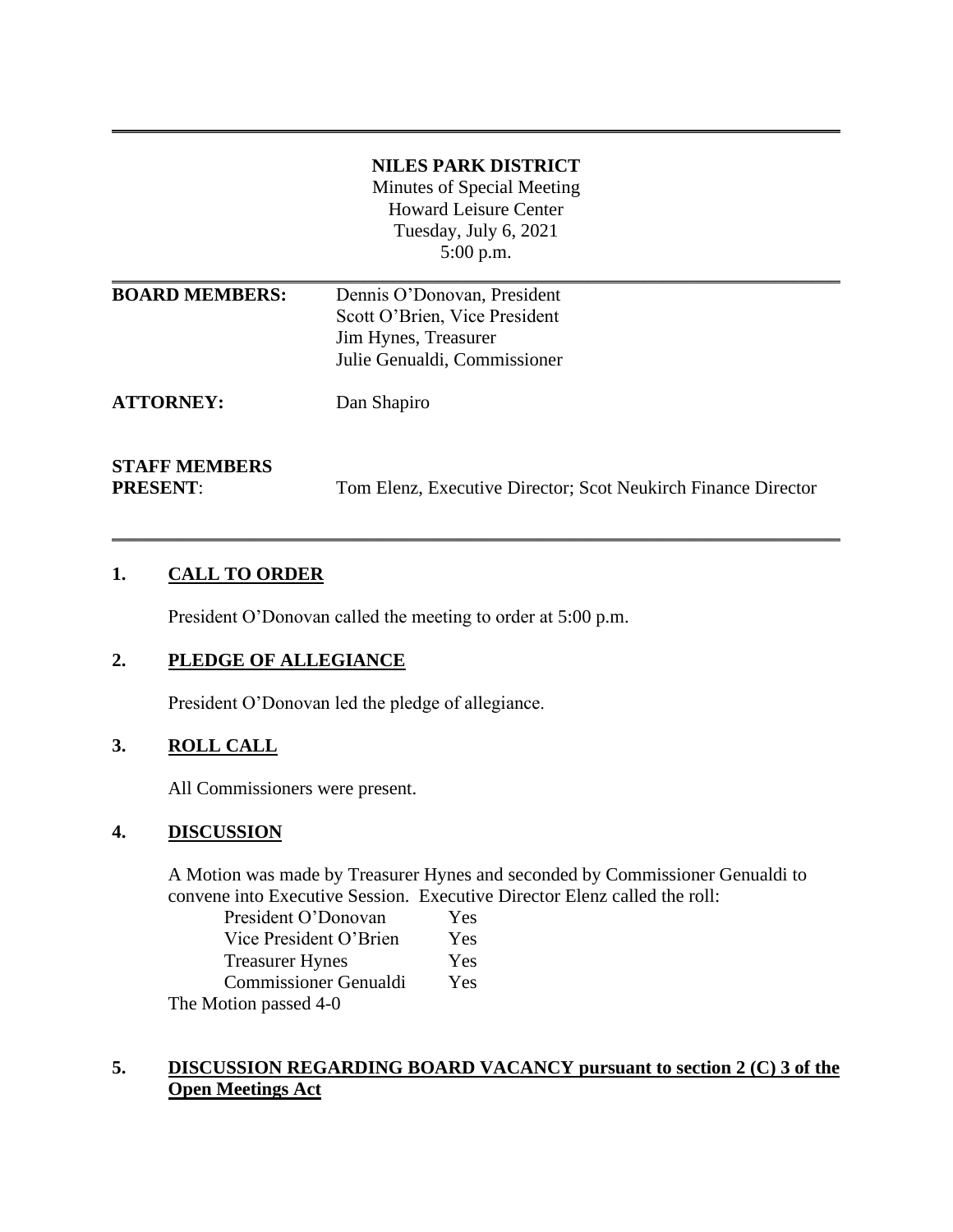# NILES PARK DISTRICT

Minutes of Special Meeting
Howard Leisure Center
Tuesday, July 6, 2021
5:00 p.m.

---

**BOARD MEMBERS:** Dennis O'Donovan, President
Scott O'Brien, Vice President
Jim Hynes, Treasurer
Julie Genualdi, Commissioner

**ATTORNEY:** Dan Shapiro

**STAFF MEMBERS PRESENT:** Tom Elenz, Executive Director; Scot Neukirch Finance Director

---

## 1. CALL TO ORDER

President O'Donovan called the meeting to order at 5:00 p.m.

## 2. PLEDGE OF ALLEGIANCE

President O'Donovan led the pledge of allegiance.

## 3. ROLL CALL

All Commissioners were present.

## 4. DISCUSSION

A Motion was made by Treasurer Hynes and seconded by Commissioner Genualdi to convene into Executive Session. Executive Director Elenz called the roll:

| | |
|---|---|
| President O'Donovan | Yes |
| Vice President O'Brien | Yes |
| Treasurer Hynes | Yes |
| Commissioner Genualdi | Yes |

The Motion passed 4-0

## 5. DISCUSSION REGARDING BOARD VACANCY pursuant to section 2 (C) 3 of the Open Meetings Act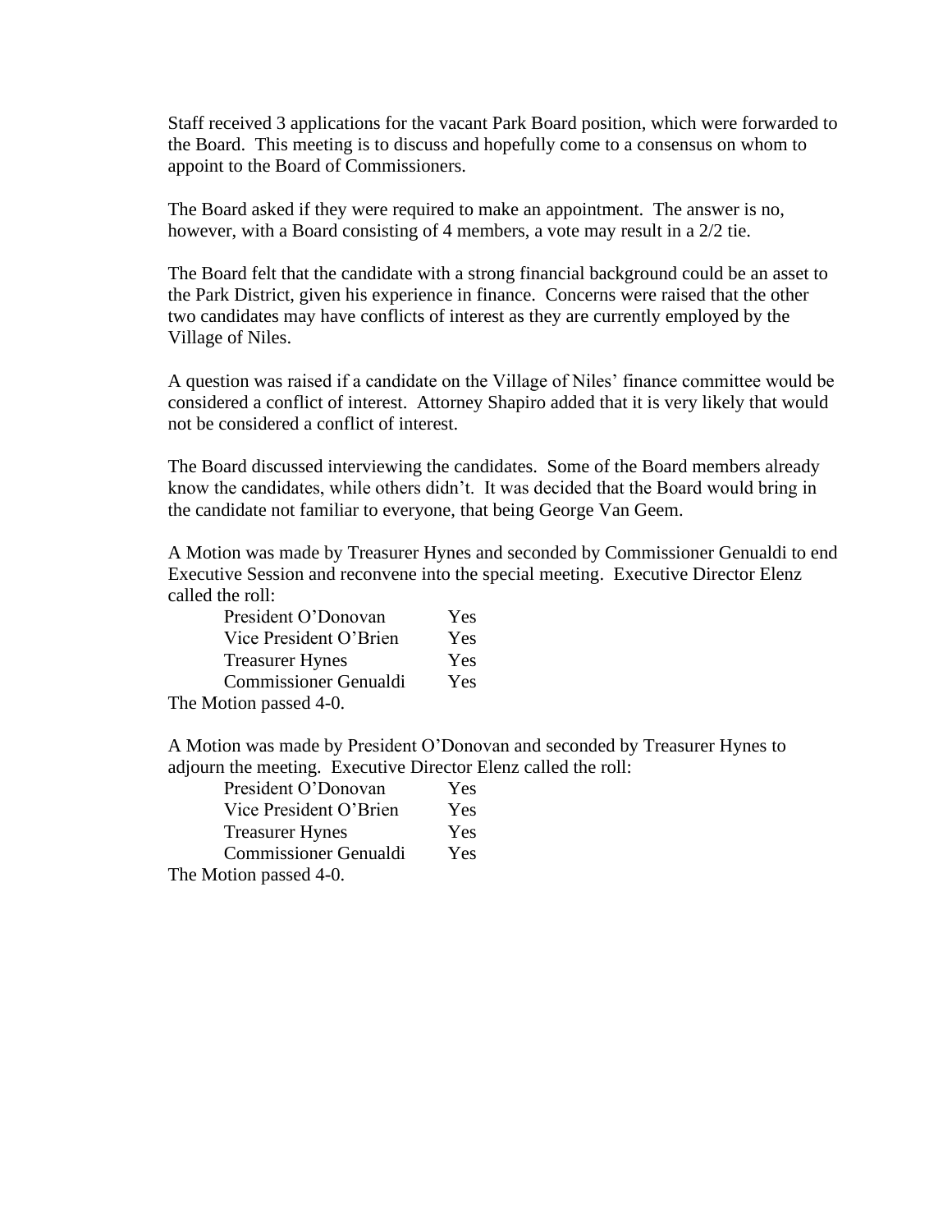Staff received 3 applications for the vacant Park Board position, which were forwarded to the Board. This meeting is to discuss and hopefully come to a consensus on whom to appoint to the Board of Commissioners.

The Board asked if they were required to make an appointment. The answer is no, however, with a Board consisting of 4 members, a vote may result in a 2/2 tie.

The Board felt that the candidate with a strong financial background could be an asset to the Park District, given his experience in finance. Concerns were raised that the other two candidates may have conflicts of interest as they are currently employed by the Village of Niles.

A question was raised if a candidate on the Village of Niles' finance committee would be considered a conflict of interest. Attorney Shapiro added that it is very likely that would not be considered a conflict of interest.

The Board discussed interviewing the candidates. Some of the Board members already know the candidates, while others didn't. It was decided that the Board would bring in the candidate not familiar to everyone, that being George Van Geem.

A Motion was made by Treasurer Hynes and seconded by Commissioner Genualdi to end Executive Session and reconvene into the special meeting. Executive Director Elenz called the roll:

| | |
|---|---|
| President O'Donovan | Yes |
| Vice President O'Brien | Yes |
| Treasurer Hynes | Yes |
| Commissioner Genualdi | Yes |

The Motion passed 4-0.

A Motion was made by President O'Donovan and seconded by Treasurer Hynes to adjourn the meeting. Executive Director Elenz called the roll:

| | |
|---|---|
| President O'Donovan | Yes |
| Vice President O'Brien | Yes |
| Treasurer Hynes | Yes |
| Commissioner Genualdi | Yes |

The Motion passed 4-0.